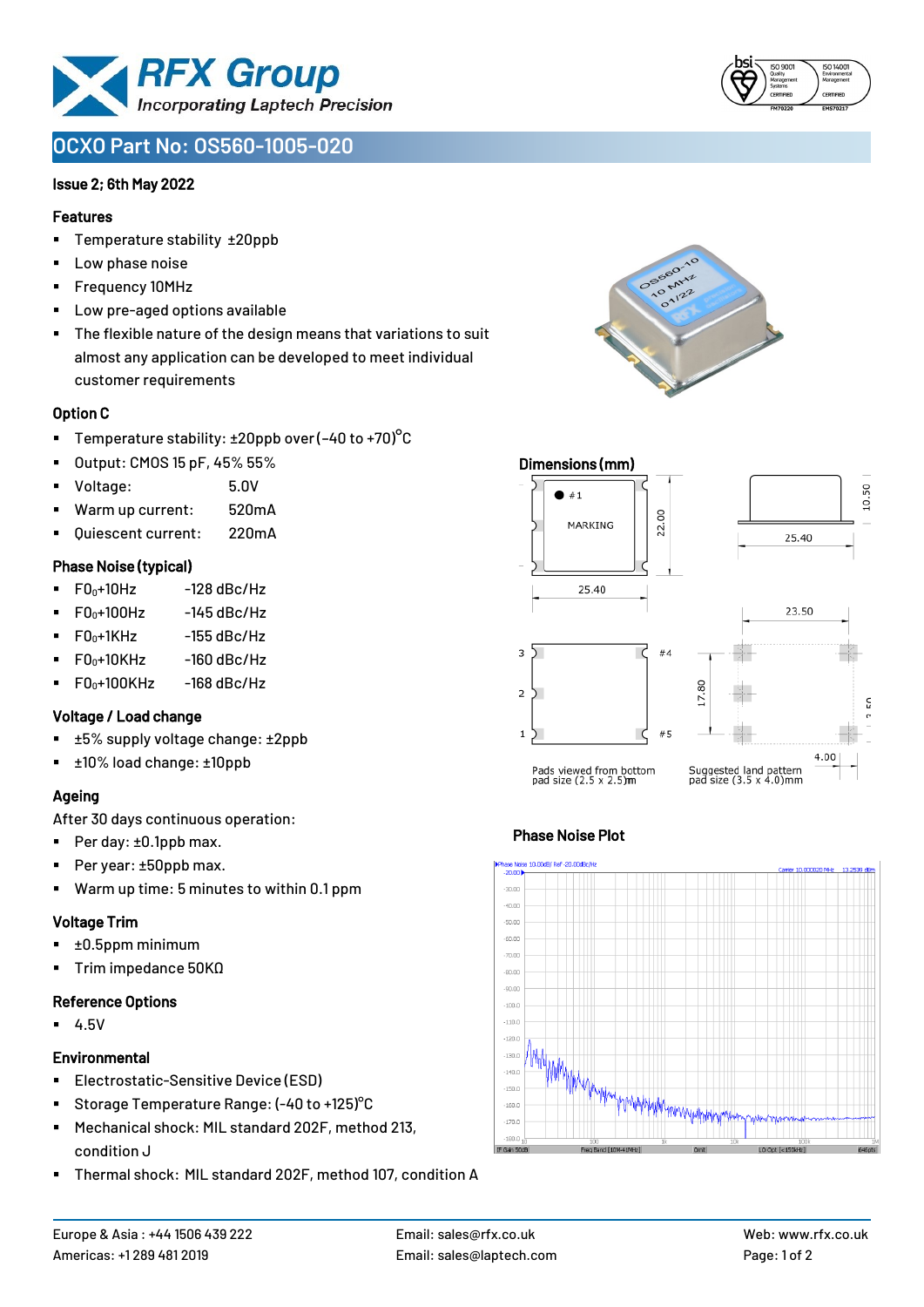# OCXO Part No: OS560-1005-020

**Issue 2; 6th May 2022**

## Features

- Temperature stability ±20ppb
- Low phase noise
- Frequency 10MHz
- Low pre-aged options available
- The flexible nature of the design means that variations to suit almost any application can be developed to meet individual customer requirements

## Option C

- Temperature stability: ±20ppb over (-40 to +70)°C
- Output: CMOS 15 pF, 45% 55%
- Voltage: 5.0V
- Warm up current: 520mA
- Quiescent current: 220mA

## Phase Noise (typical)

- $F0_0$+10Hz -128 dBc/Hz
- $F0_0$+100Hz -145 dBc/Hz
- $F0_0$+1KHz -155 dBc/Hz
- $F0_0$+10KHz -160 dBc/Hz
- $F0_0$+100KHz -168 dBc/Hz

## Voltage / Load change

- ±5% supply voltage change: ±2ppb
- ±10% load change: ±10ppb

## Ageing

After 30 days continuous operation:

- Per day: ±0.1ppb max.
- Per year: ±50ppb max.
- Warm up time: 5 minutes to within 0.1 ppm

## Voltage Trim

- ±0.5ppm minimum
- Trim impedance 50KΩ

## Reference Options

- 4.5V

## Environmental

- Electrostatic-Sensitive Device (ESD)
- Storage Temperature Range: (-40 to +125)°C
- Mechanical shock: MIL standard 202F, method 213, condition J
- Thermal shock: MIL standard 202F, method 107, condition A

## Dimensions (mm)

Pads viewed from bottom pad size (2.5 x 2.5)mm

Suggested land pattern pad size (3.5 x 4.0)mm

## Phase Noise Plot

Europe & Asia : +44 1506 439 222
Americas: +1 289 481 2019

Email: sales@rfx.co.uk
Email: sales@laptech.com

Web: www.rfx.co.uk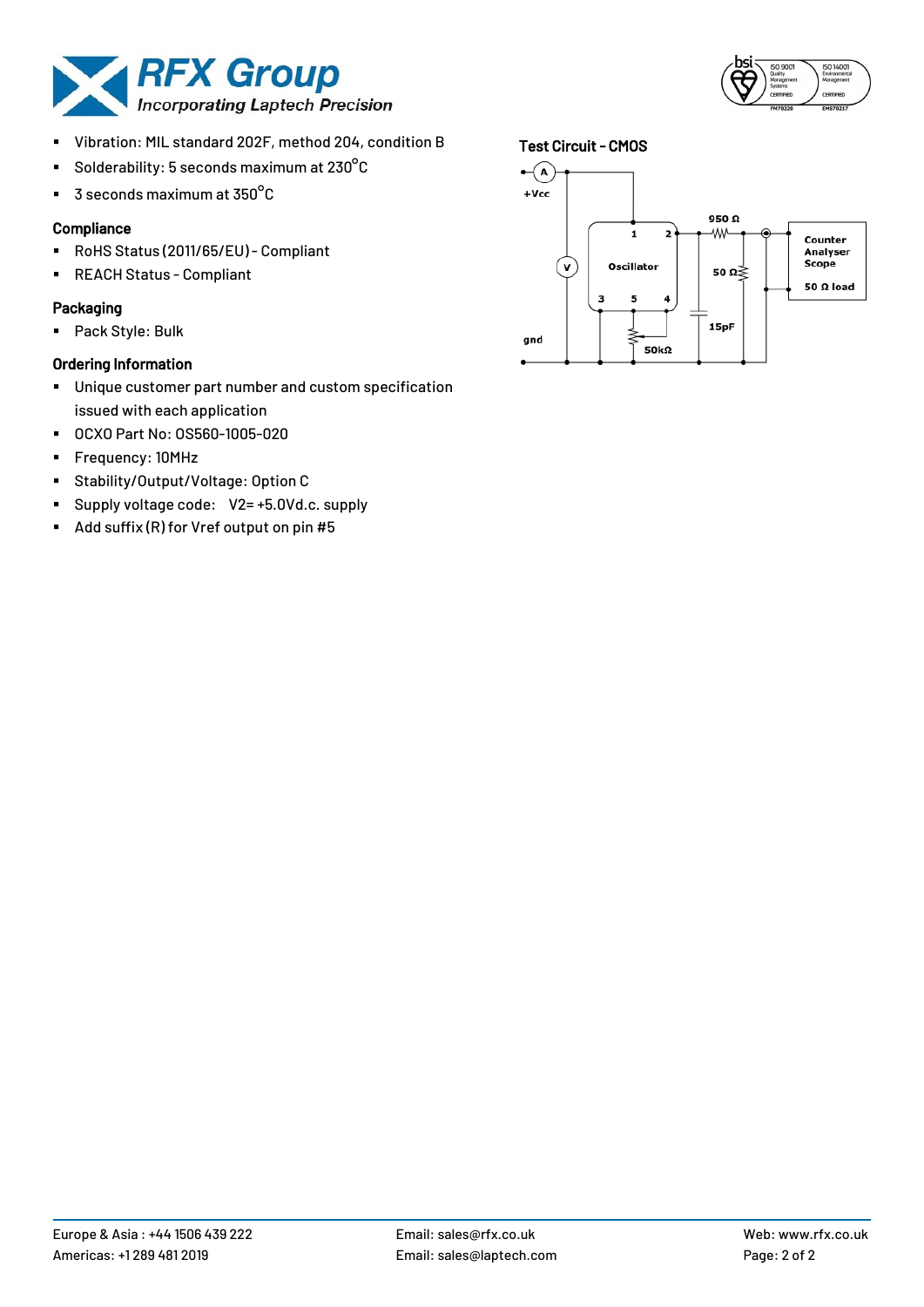- Vibration: MIL standard 202F, method 204, condition B
- Solderability: 5 seconds maximum at 230°C
- 3 seconds maximum at 350°C

### Compliance

- RoHS Status (2011/65/EU) - Compliant
- REACH Status - Compliant

### Packaging

- Pack Style: Bulk

### Ordering Information

- Unique customer part number and custom specification issued with each application
- OCXO Part No: OS560-1005-020
- Frequency: 10MHz
- Stability/Output/Voltage: Option C
- Supply voltage code: V2= +5.0Vd.c. supply
- Add suffix (R) for Vref output on pin #5

### Test Circuit - CMOS

A

+Vcc

V

gnd

Oscillator

1 2 3 5 4

50kΩ

950 Ω

50 Ω

15pF

Counter
Analyser
Scope

50 Ω load